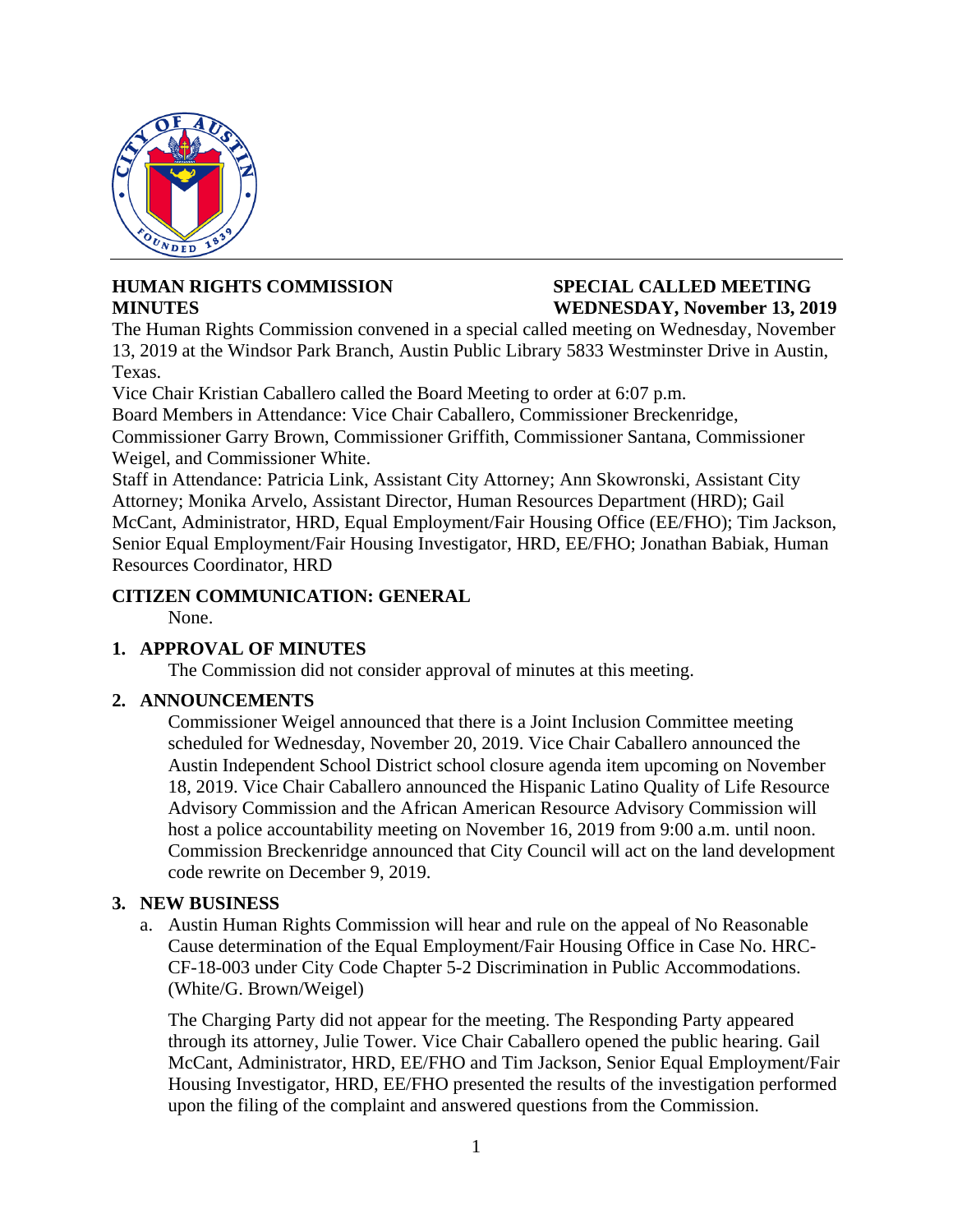**HUMAN RIGHTS COMMISSION MINUTES**

**SPECIAL CALLED MEETING WEDNESDAY, November 13, 2019**

The Human Rights Commission convened in a special called meeting on Wednesday, November 13, 2019 at the Windsor Park Branch, Austin Public Library 5833 Westminster Drive in Austin, Texas.

Vice Chair Kristian Caballero called the Board Meeting to order at 6:07 p.m.

Board Members in Attendance: Vice Chair Caballero, Commissioner Breckenridge, Commissioner Garry Brown, Commissioner Griffith, Commissioner Santana, Commissioner Weigel, and Commissioner White.

Staff in Attendance: Patricia Link, Assistant City Attorney; Ann Skowronski, Assistant City Attorney; Monika Arvelo, Assistant Director, Human Resources Department (HRD); Gail McCant, Administrator, HRD, Equal Employment/Fair Housing Office (EE/FHO); Tim Jackson, Senior Equal Employment/Fair Housing Investigator, HRD, EE/FHO; Jonathan Babiak, Human Resources Coordinator, HRD

## CITIZEN COMMUNICATION: GENERAL

None.

## 1. APPROVAL OF MINUTES

The Commission did not consider approval of minutes at this meeting.

## 2. ANNOUNCEMENTS

Commissioner Weigel announced that there is a Joint Inclusion Committee meeting scheduled for Wednesday, November 20, 2019. Vice Chair Caballero announced the Austin Independent School District school closure agenda item upcoming on November 18, 2019. Vice Chair Caballero announced the Hispanic Latino Quality of Life Resource Advisory Commission and the African American Resource Advisory Commission will host a police accountability meeting on November 16, 2019 from 9:00 a.m. until noon. Commission Breckenridge announced that City Council will act on the land development code rewrite on December 9, 2019.

## 3. NEW BUSINESS

a. Austin Human Rights Commission will hear and rule on the appeal of No Reasonable Cause determination of the Equal Employment/Fair Housing Office in Case No. HRC-CF-18-003 under City Code Chapter 5-2 Discrimination in Public Accommodations. (White/G. Brown/Weigel)

The Charging Party did not appear for the meeting. The Responding Party appeared through its attorney, Julie Tower. Vice Chair Caballero opened the public hearing. Gail McCant, Administrator, HRD, EE/FHO and Tim Jackson, Senior Equal Employment/Fair Housing Investigator, HRD, EE/FHO presented the results of the investigation performed upon the filing of the complaint and answered questions from the Commission.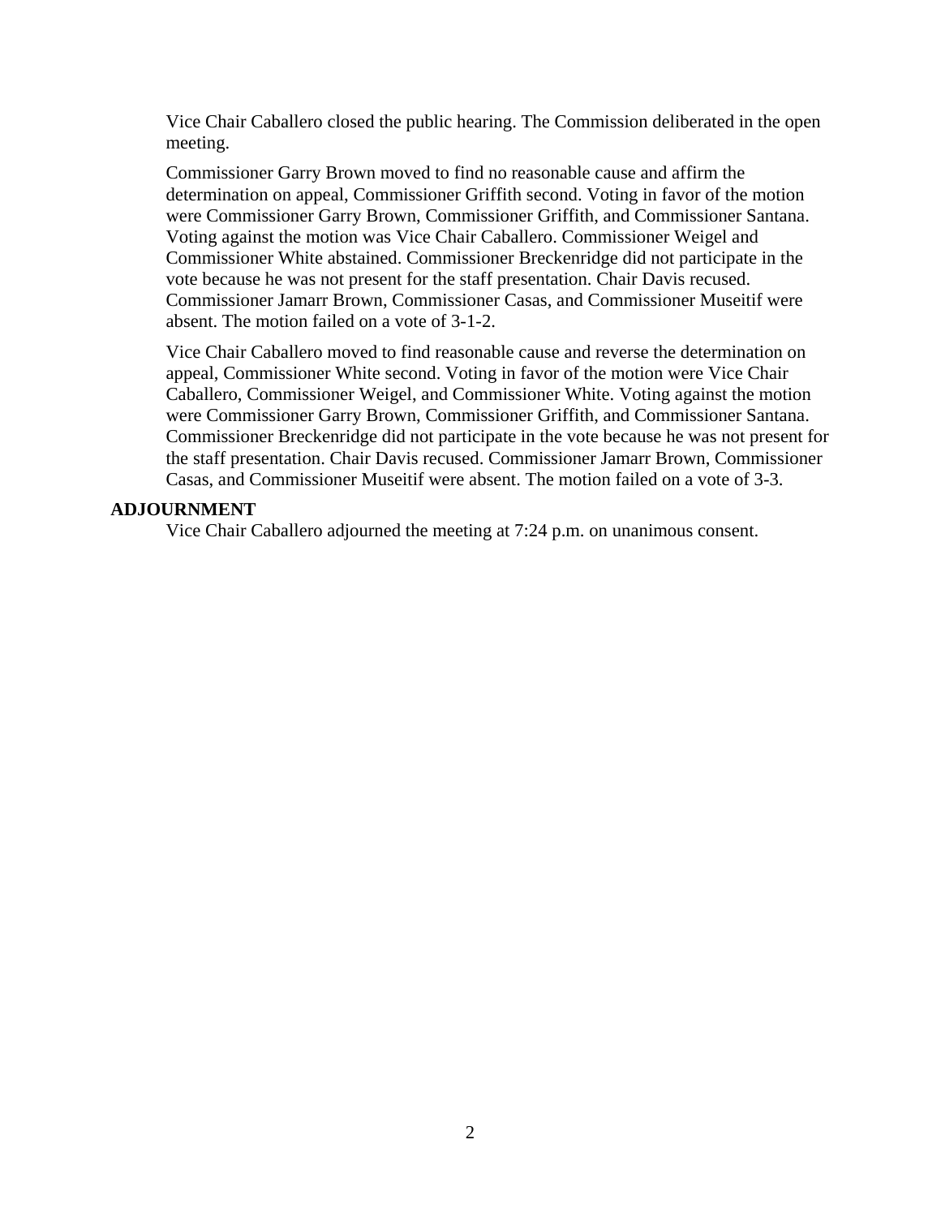Vice Chair Caballero closed the public hearing. The Commission deliberated in the open meeting.

Commissioner Garry Brown moved to find no reasonable cause and affirm the determination on appeal, Commissioner Griffith second. Voting in favor of the motion were Commissioner Garry Brown, Commissioner Griffith, and Commissioner Santana. Voting against the motion was Vice Chair Caballero. Commissioner Weigel and Commissioner White abstained. Commissioner Breckenridge did not participate in the vote because he was not present for the staff presentation. Chair Davis recused. Commissioner Jamarr Brown, Commissioner Casas, and Commissioner Museitif were absent. The motion failed on a vote of 3-1-2.

Vice Chair Caballero moved to find reasonable cause and reverse the determination on appeal, Commissioner White second. Voting in favor of the motion were Vice Chair Caballero, Commissioner Weigel, and Commissioner White. Voting against the motion were Commissioner Garry Brown, Commissioner Griffith, and Commissioner Santana. Commissioner Breckenridge did not participate in the vote because he was not present for the staff presentation. Chair Davis recused. Commissioner Jamarr Brown, Commissioner Casas, and Commissioner Museitif were absent. The motion failed on a vote of 3-3.

**ADJOURNMENT**

Vice Chair Caballero adjourned the meeting at 7:24 p.m. on unanimous consent.